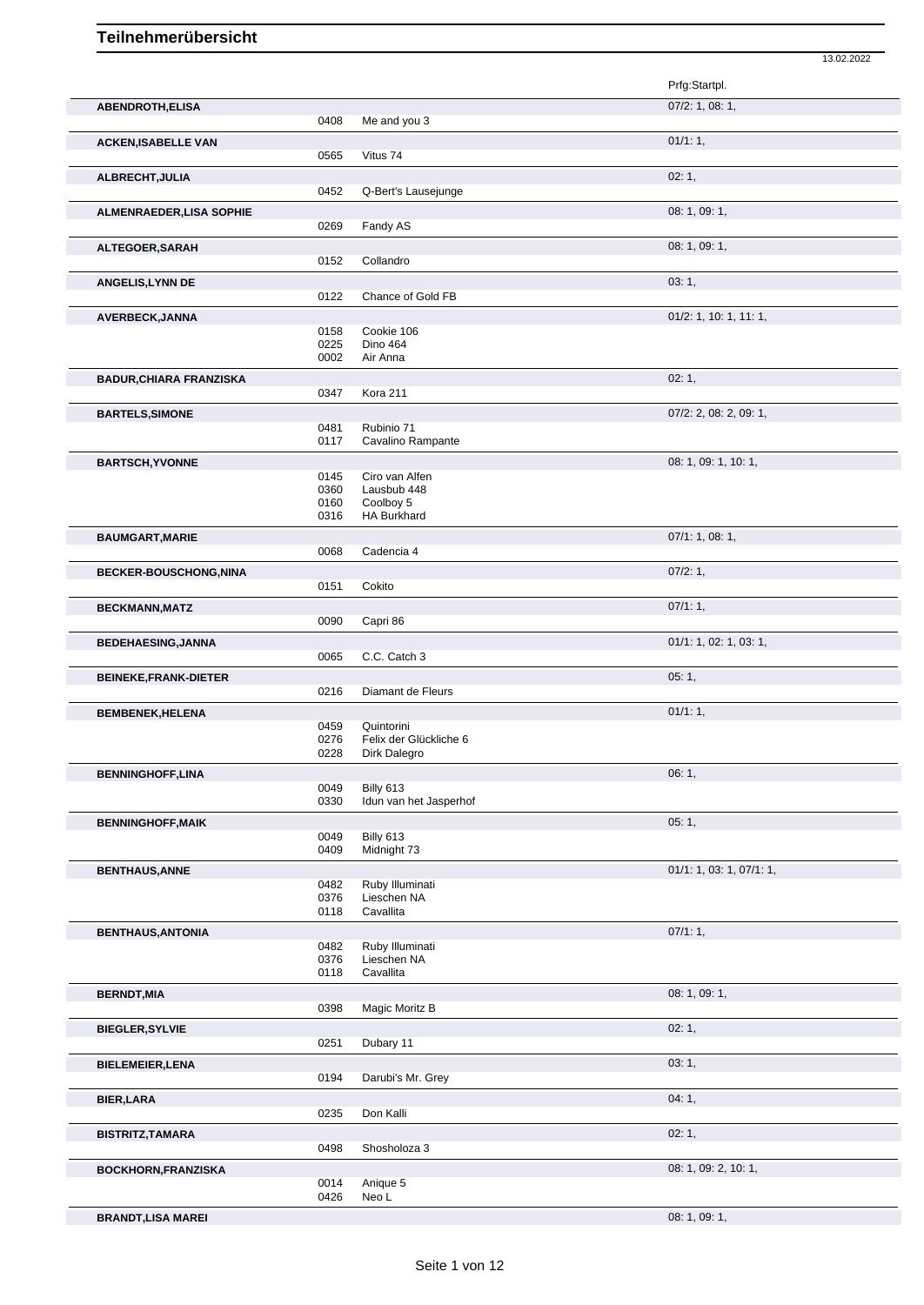# Teilnehmerübersicht

13.02.2022

| Name | Nr. | Pferd | Prfg:Startpl. |
|---|---|---|---|
| **ABENDROTH,ELISA** | | | 07/2: 1, 08: 1, |
| | 0408 | Me and you 3 | |
| **ACKEN,ISABELLE VAN** | | | 01/1: 1, |
| | 0565 | Vitus 74 | |
| **ALBRECHT,JULIA** | | | 02: 1, |
| | 0452 | Q-Bert's Lausejunge | |
| **ALMENRAEDER,LISA SOPHIE** | | | 08: 1, 09: 1, |
| | 0269 | Fandy AS | |
| **ALTEGOER,SARAH** | | | 08: 1, 09: 1, |
| | 0152 | Collandro | |
| **ANGELIS,LYNN DE** | | | 03: 1, |
| | 0122 | Chance of Gold FB | |
| **AVERBECK,JANNA** | | | 01/2: 1, 10: 1, 11: 1, |
| | 0158 | Cookie 106 | |
| | 0225 | Dino 464 | |
| | 0002 | Air Anna | |
| **BADUR,CHIARA FRANZISKA** | | | 02: 1, |
| | 0347 | Kora 211 | |
| **BARTELS,SIMONE** | | | 07/2: 2, 08: 2, 09: 1, |
| | 0481 | Rubinio 71 | |
| | 0117 | Cavalino Rampante | |
| **BARTSCH,YVONNE** | | | 08: 1, 09: 1, 10: 1, |
| | 0145 | Ciro van Alfen | |
| | 0360 | Lausbub 448 | |
| | 0160 | Coolboy 5 | |
| | 0316 | HA Burkhard | |
| **BAUMGART,MARIE** | | | 07/1: 1, 08: 1, |
| | 0068 | Cadencia 4 | |
| **BECKER-BOUSCHONG,NINA** | | | 07/2: 1, |
| | 0151 | Cokito | |
| **BECKMANN,MATZ** | | | 07/1: 1, |
| | 0090 | Capri 86 | |
| **BEDEHAESING,JANNA** | | | 01/1: 1, 02: 1, 03: 1, |
| | 0065 | C.C. Catch 3 | |
| **BEINEKE,FRANK-DIETER** | | | 05: 1, |
| | 0216 | Diamant de Fleurs | |
| **BEMBENEK,HELENA** | | | 01/1: 1, |
| | 0459 | Quintorini | |
| | 0276 | Felix der Glückliche 6 | |
| | 0228 | Dirk Dalegro | |
| **BENNINGHOFF,LINA** | | | 06: 1, |
| | 0049 | Billy 613 | |
| | 0330 | Idun van het Jasperhof | |
| **BENNINGHOFF,MAIK** | | | 05: 1, |
| | 0049 | Billy 613 | |
| | 0409 | Midnight 73 | |
| **BENTHAUS,ANNE** | | | 01/1: 1, 03: 1, 07/1: 1, |
| | 0482 | Ruby Illuminati | |
| | 0376 | Lieschen NA | |
| | 0118 | Cavallita | |
| **BENTHAUS,ANTONIA** | | | 07/1: 1, |
| | 0482 | Ruby Illuminati | |
| | 0376 | Lieschen NA | |
| | 0118 | Cavallita | |
| **BERNDT,MIA** | | | 08: 1, 09: 1, |
| | 0398 | Magic Moritz B | |
| **BIEGLER,SYLVIE** | | | 02: 1, |
| | 0251 | Dubary 11 | |
| **BIELEMEIER,LENA** | | | 03: 1, |
| | 0194 | Darubi's Mr. Grey | |
| **BIER,LARA** | | | 04: 1, |
| | 0235 | Don Kalli | |
| **BISTRITZ,TAMARA** | | | 02: 1, |
| | 0498 | Shosholoza 3 | |
| **BOCKHORN,FRANZISKA** | | | 08: 1, 09: 2, 10: 1, |
| | 0014 | Anique 5 | |
| | 0426 | Neo L | |
| **BRANDT,LISA MAREI** | | | 08: 1, 09: 1, |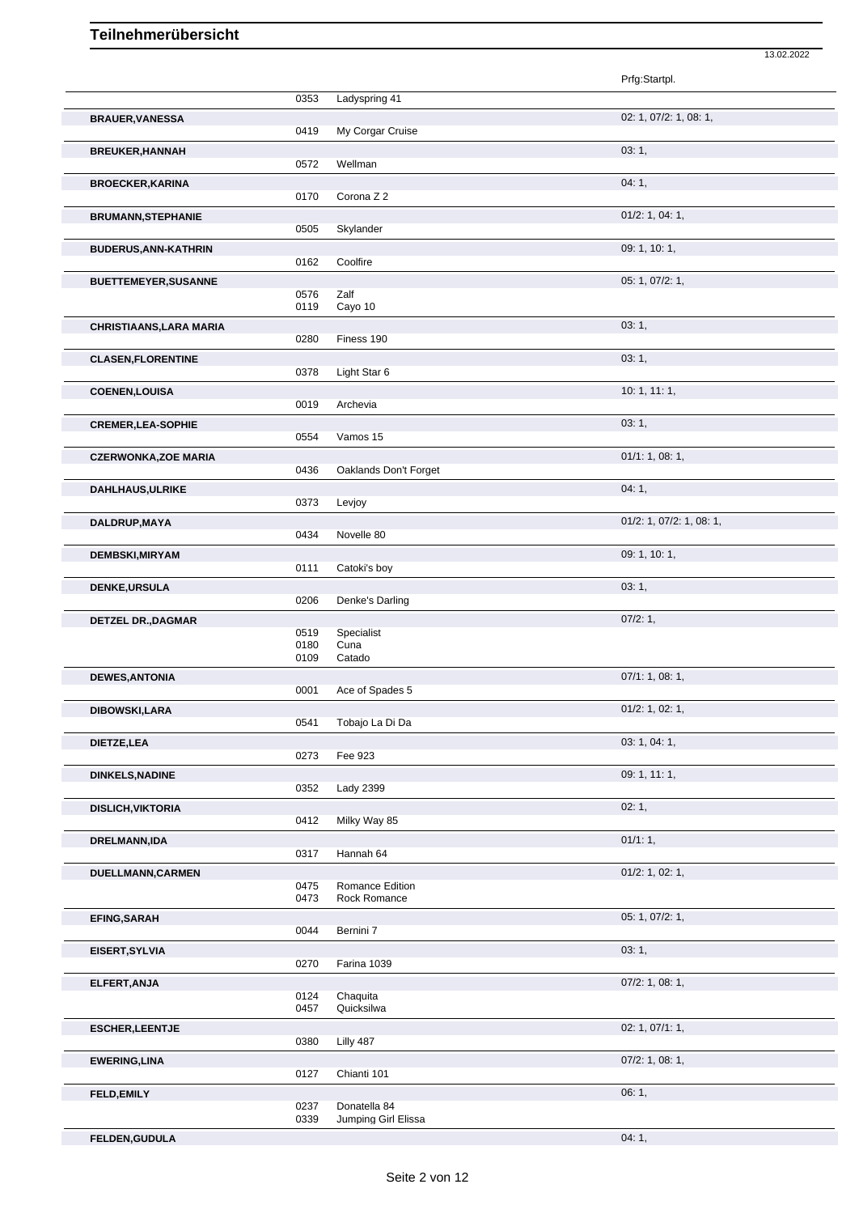# Teilnehmerübersicht

13.02.2022

| | | | Prfg:Startpl. |
|---|---|---|---|
| | 0353 | Ladyspring 41 | |
| **BRAUER,VANESSA** | | | 02: 1, 07/2: 1, 08: 1, |
| | 0419 | My Corgar Cruise | |
| **BREUKER,HANNAH** | | | 03: 1, |
| | 0572 | Wellman | |
| **BROECKER,KARINA** | | | 04: 1, |
| | 0170 | Corona Z 2 | |
| **BRUMANN,STEPHANIE** | | | 01/2: 1, 04: 1, |
| | 0505 | Skylander | |
| **BUDERUS,ANN-KATHRIN** | | | 09: 1, 10: 1, |
| | 0162 | Coolfire | |
| **BUETTEMEYER,SUSANNE** | | | 05: 1, 07/2: 1, |
| | 0576 | Zalf | |
| | 0119 | Cayo 10 | |
| **CHRISTIAANS,LARA MARIA** | | | 03: 1, |
| | 0280 | Finess 190 | |
| **CLASEN,FLORENTINE** | | | 03: 1, |
| | 0378 | Light Star 6 | |
| **COENEN,LOUISA** | | | 10: 1, 11: 1, |
| | 0019 | Archevia | |
| **CREMER,LEA-SOPHIE** | | | 03: 1, |
| | 0554 | Vamos 15 | |
| **CZERWONKA,ZOE MARIA** | | | 01/1: 1, 08: 1, |
| | 0436 | Oaklands Don't Forget | |
| **DAHLHAUS,ULRIKE** | | | 04: 1, |
| | 0373 | Levjoy | |
| **DALDRUP,MAYA** | | | 01/2: 1, 07/2: 1, 08: 1, |
| | 0434 | Novelle 80 | |
| **DEMBSKI,MIRYAM** | | | 09: 1, 10: 1, |
| | 0111 | Catoki's boy | |
| **DENKE,URSULA** | | | 03: 1, |
| | 0206 | Denke's Darling | |
| **DETZEL DR.,DAGMAR** | | | 07/2: 1, |
| | 0519 | Specialist | |
| | 0180 | Cuna | |
| | 0109 | Catado | |
| **DEWES,ANTONIA** | | | 07/1: 1, 08: 1, |
| | 0001 | Ace of Spades 5 | |
| **DIBOWSKI,LARA** | | | 01/2: 1, 02: 1, |
| | 0541 | Tobajo La Di Da | |
| **DIETZE,LEA** | | | 03: 1, 04: 1, |
| | 0273 | Fee 923 | |
| **DINKELS,NADINE** | | | 09: 1, 11: 1, |
| | 0352 | Lady 2399 | |
| **DISLICH,VIKTORIA** | | | 02: 1, |
| | 0412 | Milky Way 85 | |
| **DRELMANN,IDA** | | | 01/1: 1, |
| | 0317 | Hannah 64 | |
| **DUELLMANN,CARMEN** | | | 01/2: 1, 02: 1, |
| | 0475 | Romance Edition | |
| | 0473 | Rock Romance | |
| **EFING,SARAH** | | | 05: 1, 07/2: 1, |
| | 0044 | Bernini 7 | |
| **EISERT,SYLVIA** | | | 03: 1, |
| | 0270 | Farina 1039 | |
| **ELFERT,ANJA** | | | 07/2: 1, 08: 1, |
| | 0124 | Chaquita | |
| | 0457 | Quicksilwa | |
| **ESCHER,LEENTJE** | | | 02: 1, 07/1: 1, |
| | 0380 | Lilly 487 | |
| **EWERING,LINA** | | | 07/2: 1, 08: 1, |
| | 0127 | Chianti 101 | |
| **FELD,EMILY** | | | 06: 1, |
| | 0237 | Donatella 84 | |
| | 0339 | Jumping Girl Elissa | |
| **FELDEN,GUDULA** | | | 04: 1, |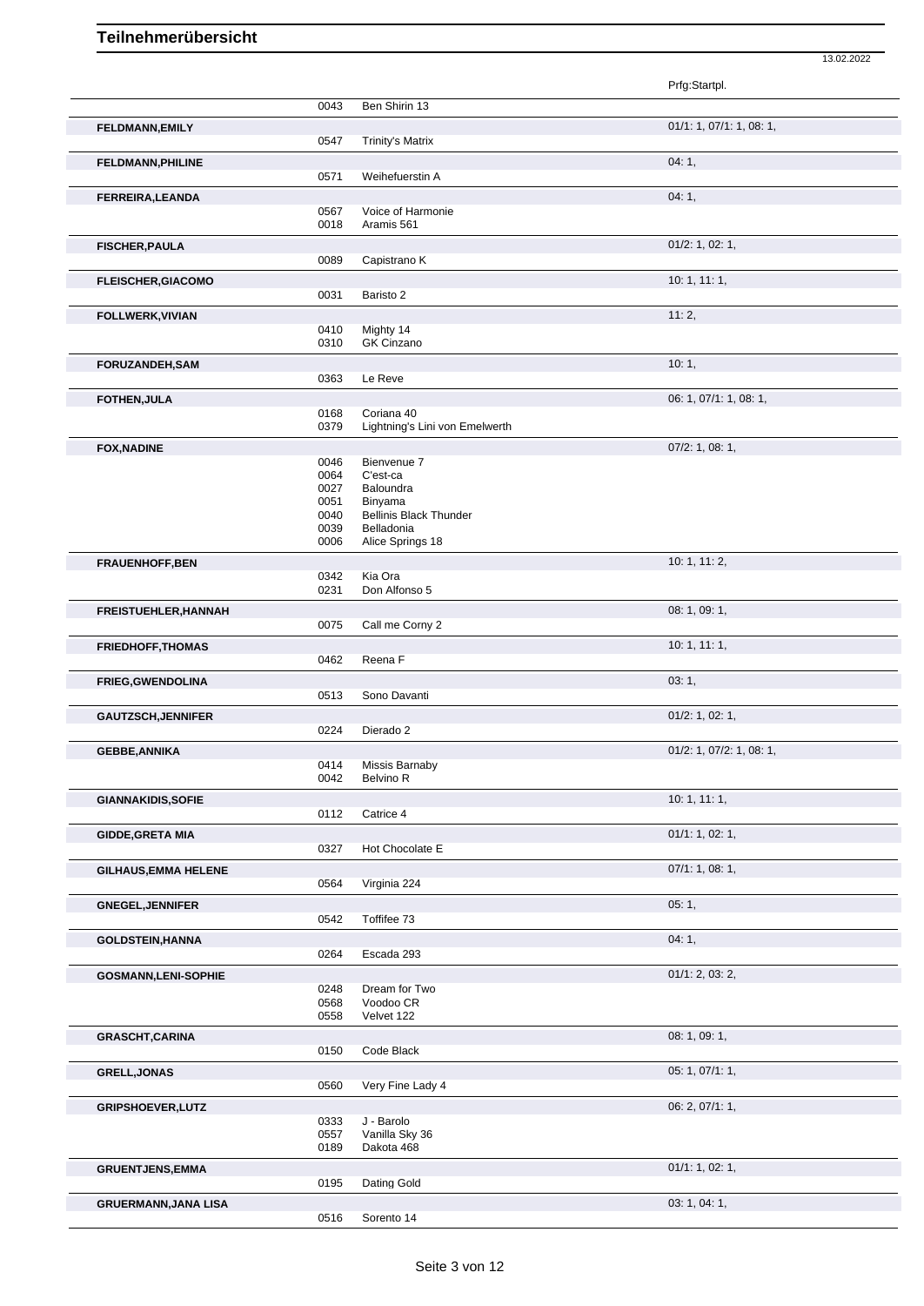# Teilnehmerübersicht

13.02.2022

| Name | Nr. | Pferd | Prfg:Startpl. |
|---|---|---|---|
| | 0043 | Ben Shirin 13 | |
| **FELDMANN,EMILY** | | | 01/1: 1, 07/1: 1, 08: 1, |
| | 0547 | Trinity's Matrix | |
| **FELDMANN,PHILINE** | | | 04: 1, |
| | 0571 | Weihefuerstin A | |
| **FERREIRA,LEANDA** | | | 04: 1, |
| | 0567 | Voice of Harmonie | |
| | 0018 | Aramis 561 | |
| **FISCHER,PAULA** | | | 01/2: 1, 02: 1, |
| | 0089 | Capistrano K | |
| **FLEISCHER,GIACOMO** | | | 10: 1, 11: 1, |
| | 0031 | Baristo 2 | |
| **FOLLWERK,VIVIAN** | | | 11: 2, |
| | 0410 | Mighty 14 | |
| | 0310 | GK Cinzano | |
| **FORUZANDEH,SAM** | | | 10: 1, |
| | 0363 | Le Reve | |
| **FOTHEN,JULA** | | | 06: 1, 07/1: 1, 08: 1, |
| | 0168 | Coriana 40 | |
| | 0379 | Lightning's Lini von Emelwerth | |
| **FOX,NADINE** | | | 07/2: 1, 08: 1, |
| | 0046 | Bienvenue 7 | |
| | 0064 | C'est-ca | |
| | 0027 | Baloundra | |
| | 0051 | Binyama | |
| | 0040 | Bellinis Black Thunder | |
| | 0039 | Belladonia | |
| | 0006 | Alice Springs 18 | |
| **FRAUENHOFF,BEN** | | | 10: 1, 11: 2, |
| | 0342 | Kia Ora | |
| | 0231 | Don Alfonso 5 | |
| **FREISTUEHLER,HANNAH** | | | 08: 1, 09: 1, |
| | 0075 | Call me Corny 2 | |
| **FRIEDHOFF,THOMAS** | | | 10: 1, 11: 1, |
| | 0462 | Reena F | |
| **FRIEG,GWENDOLINA** | | | 03: 1, |
| | 0513 | Sono Davanti | |
| **GAUTZSCH,JENNIFER** | | | 01/2: 1, 02: 1, |
| | 0224 | Dierado 2 | |
| **GEBBE,ANNIKA** | | | 01/2: 1, 07/2: 1, 08: 1, |
| | 0414 | Missis Barnaby | |
| | 0042 | Belvino R | |
| **GIANNAKIDIS,SOFIE** | | | 10: 1, 11: 1, |
| | 0112 | Catrice 4 | |
| **GIDDE,GRETA MIA** | | | 01/1: 1, 02: 1, |
| | 0327 | Hot Chocolate E | |
| **GILHAUS,EMMA HELENE** | | | 07/1: 1, 08: 1, |
| | 0564 | Virginia 224 | |
| **GNEGEL,JENNIFER** | | | 05: 1, |
| | 0542 | Toffifee 73 | |
| **GOLDSTEIN,HANNA** | | | 04: 1, |
| | 0264 | Escada 293 | |
| **GOSMANN,LENI-SOPHIE** | | | 01/1: 2, 03: 2, |
| | 0248 | Dream for Two | |
| | 0568 | Voodoo CR | |
| | 0558 | Velvet 122 | |
| **GRASCHT,CARINA** | | | 08: 1, 09: 1, |
| | 0150 | Code Black | |
| **GRELL,JONAS** | | | 05: 1, 07/1: 1, |
| | 0560 | Very Fine Lady 4 | |
| **GRIPSHOEVER,LUTZ** | | | 06: 2, 07/1: 1, |
| | 0333 | J - Barolo | |
| | 0557 | Vanilla Sky 36 | |
| | 0189 | Dakota 468 | |
| **GRUENTJENS,EMMA** | | | 01/1: 1, 02: 1, |
| | 0195 | Dating Gold | |
| **GRUERMANN,JANA LISA** | | | 03: 1, 04: 1, |
| | 0516 | Sorento 14 | |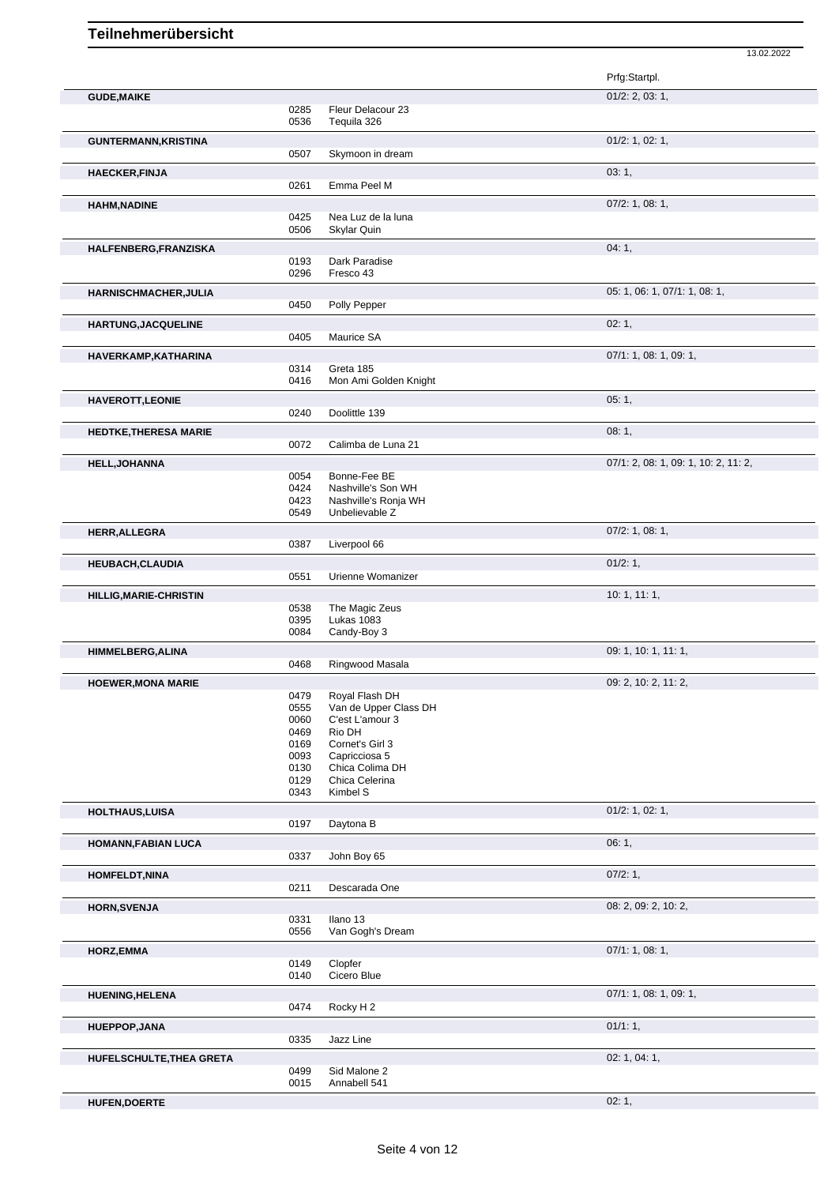# Teilnehmerübersicht

13.02.2022

| | | | Prfg:Startpl. |
|---|---|---|---|
| **GUDE,MAIKE** | | | 01/2: 2, 03: 1, |
| | 0285 | Fleur Delacour 23 | |
| | 0536 | Tequila 326 | |
| **GUNTERMANN,KRISTINA** | | | 01/2: 1, 02: 1, |
| | 0507 | Skymoon in dream | |
| **HAECKER,FINJA** | | | 03: 1, |
| | 0261 | Emma Peel M | |
| **HAHM,NADINE** | | | 07/2: 1, 08: 1, |
| | 0425 | Nea Luz de la luna | |
| | 0506 | Skylar Quin | |
| **HALFENBERG,FRANZISKA** | | | 04: 1, |
| | 0193 | Dark Paradise | |
| | 0296 | Fresco 43 | |
| **HARNISCHMACHER,JULIA** | | | 05: 1, 06: 1, 07/1: 1, 08: 1, |
| | 0450 | Polly Pepper | |
| **HARTUNG,JACQUELINE** | | | 02: 1, |
| | 0405 | Maurice SA | |
| **HAVERKAMP,KATHARINA** | | | 07/1: 1, 08: 1, 09: 1, |
| | 0314 | Greta 185 | |
| | 0416 | Mon Ami Golden Knight | |
| **HAVEROTT,LEONIE** | | | 05: 1, |
| | 0240 | Doolittle 139 | |
| **HEDTKE,THERESA MARIE** | | | 08: 1, |
| | 0072 | Calimba de Luna 21 | |
| **HELL,JOHANNA** | | | 07/1: 2, 08: 1, 09: 1, 10: 2, 11: 2, |
| | 0054 | Bonne-Fee BE | |
| | 0424 | Nashville's Son WH | |
| | 0423 | Nashville's Ronja WH | |
| | 0549 | Unbelievable Z | |
| **HERR,ALLEGRA** | | | 07/2: 1, 08: 1, |
| | 0387 | Liverpool 66 | |
| **HEUBACH,CLAUDIA** | | | 01/2: 1, |
| | 0551 | Urienne Womanizer | |
| **HILLIG,MARIE-CHRISTIN** | | | 10: 1, 11: 1, |
| | 0538 | The Magic Zeus | |
| | 0395 | Lukas 1083 | |
| | 0084 | Candy-Boy 3 | |
| **HIMMELBERG,ALINA** | | | 09: 1, 10: 1, 11: 1, |
| | 0468 | Ringwood Masala | |
| **HOEWER,MONA MARIE** | | | 09: 2, 10: 2, 11: 2, |
| | 0479 | Royal Flash DH | |
| | 0555 | Van de Upper Class DH | |
| | 0060 | C'est L'amour 3 | |
| | 0469 | Rio DH | |
| | 0169 | Cornet's Girl 3 | |
| | 0093 | Capricciosa 5 | |
| | 0130 | Chica Colima DH | |
| | 0129 | Chica Celerina | |
| | 0343 | Kimbel S | |
| **HOLTHAUS,LUISA** | | | 01/2: 1, 02: 1, |
| | 0197 | Daytona B | |
| **HOMANN,FABIAN LUCA** | | | 06: 1, |
| | 0337 | John Boy 65 | |
| **HOMFELDT,NINA** | | | 07/2: 1, |
| | 0211 | Descarada One | |
| **HORN,SVENJA** | | | 08: 2, 09: 2, 10: 2, |
| | 0331 | Ilano 13 | |
| | 0556 | Van Gogh's Dream | |
| **HORZ,EMMA** | | | 07/1: 1, 08: 1, |
| | 0149 | Clopfer | |
| | 0140 | Cicero Blue | |
| **HUENING,HELENA** | | | 07/1: 1, 08: 1, 09: 1, |
| | 0474 | Rocky H 2 | |
| **HUEPPOP,JANA** | | | 01/1: 1, |
| | 0335 | Jazz Line | |
| **HUFELSCHULTE,THEA GRETA** | | | 02: 1, 04: 1, |
| | 0499 | Sid Malone 2 | |
| | 0015 | Annabell 541 | |
| **HUFEN,DOERTE** | | | 02: 1, |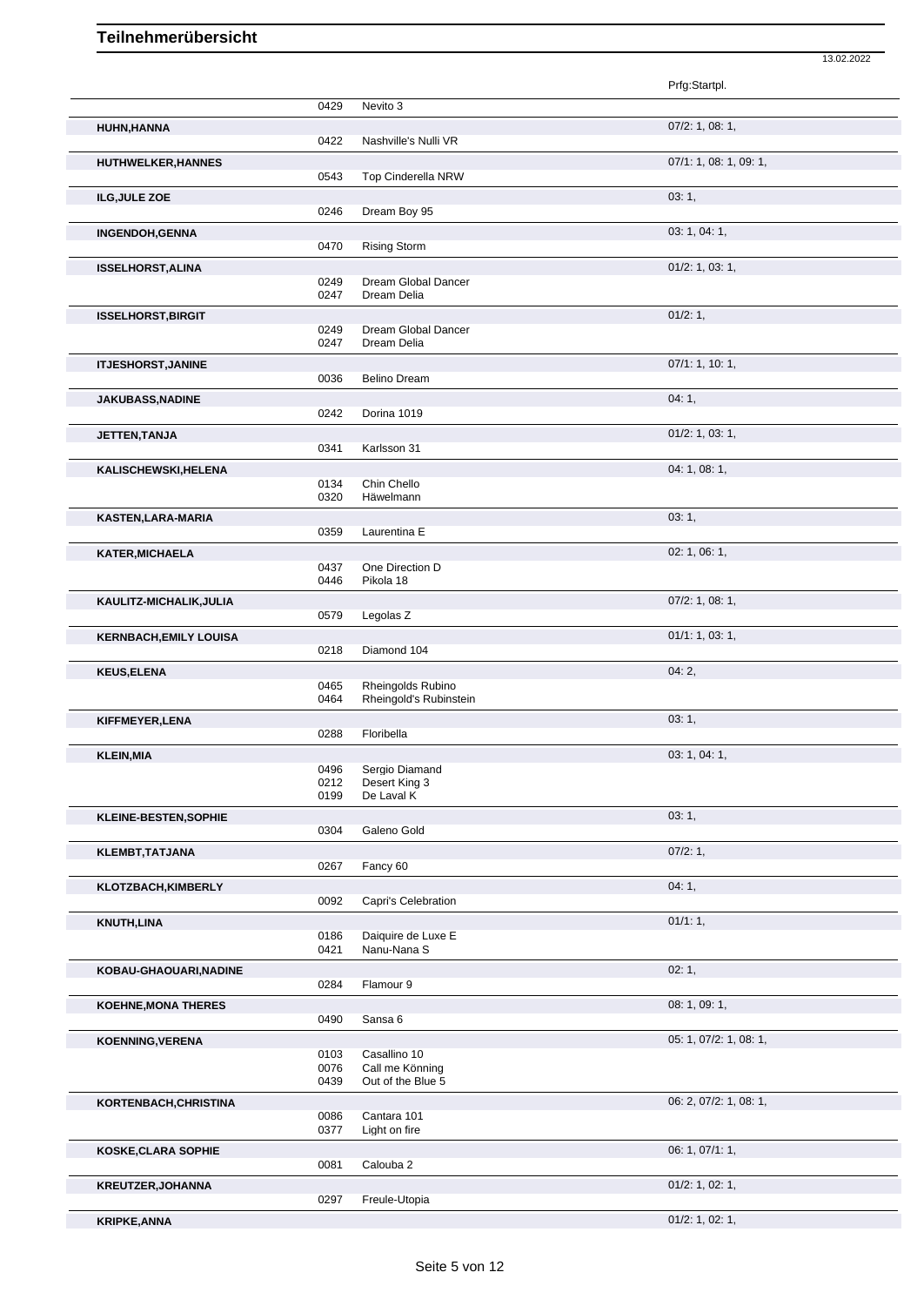# Teilnehmerübersicht

13.02.2022

| Name | Nr. | Pferd | Prfg:Startpl. |
|---|---|---|---|
| | 0429 | Nevito 3 | |
| **HUHN,HANNA** | | | 07/2: 1, 08: 1, |
| | 0422 | Nashville's Nulli VR | |
| **HUTHWELKER,HANNES** | | | 07/1: 1, 08: 1, 09: 1, |
| | 0543 | Top Cinderella NRW | |
| **ILG,JULE ZOE** | | | 03: 1, |
| | 0246 | Dream Boy 95 | |
| **INGENDOH,GENNA** | | | 03: 1, 04: 1, |
| | 0470 | Rising Storm | |
| **ISSELHORST,ALINA** | | | 01/2: 1, 03: 1, |
| | 0249 | Dream Global Dancer | |
| | 0247 | Dream Delia | |
| **ISSELHORST,BIRGIT** | | | 01/2: 1, |
| | 0249 | Dream Global Dancer | |
| | 0247 | Dream Delia | |
| **ITJESHORST,JANINE** | | | 07/1: 1, 10: 1, |
| | 0036 | Belino Dream | |
| **JAKUBASS,NADINE** | | | 04: 1, |
| | 0242 | Dorina 1019 | |
| **JETTEN,TANJA** | | | 01/2: 1, 03: 1, |
| | 0341 | Karlsson 31 | |
| **KALISCHEWSKI,HELENA** | | | 04: 1, 08: 1, |
| | 0134 | Chin Chello | |
| | 0320 | Häwelmann | |
| **KASTEN,LARA-MARIA** | | | 03: 1, |
| | 0359 | Laurentina E | |
| **KATER,MICHAELA** | | | 02: 1, 06: 1, |
| | 0437 | One Direction D | |
| | 0446 | Pikola 18 | |
| **KAULITZ-MICHALIK,JULIA** | | | 07/2: 1, 08: 1, |
| | 0579 | Legolas Z | |
| **KERNBACH,EMILY LOUISA** | | | 01/1: 1, 03: 1, |
| | 0218 | Diamond 104 | |
| **KEUS,ELENA** | | | 04: 2, |
| | 0465 | Rheingolds Rubino | |
| | 0464 | Rheingold's Rubinstein | |
| **KIFFMEYER,LENA** | | | 03: 1, |
| | 0288 | Floribella | |
| **KLEIN,MIA** | | | 03: 1, 04: 1, |
| | 0496 | Sergio Diamand | |
| | 0212 | Desert King 3 | |
| | 0199 | De Laval K | |
| **KLEINE-BESTEN,SOPHIE** | | | 03: 1, |
| | 0304 | Galeno Gold | |
| **KLEMBT,TATJANA** | | | 07/2: 1, |
| | 0267 | Fancy 60 | |
| **KLOTZBACH,KIMBERLY** | | | 04: 1, |
| | 0092 | Capri's Celebration | |
| **KNUTH,LINA** | | | 01/1: 1, |
| | 0186 | Daiquire de Luxe E | |
| | 0421 | Nanu-Nana S | |
| **KOBAU-GHAOUARI,NADINE** | | | 02: 1, |
| | 0284 | Flamour 9 | |
| **KOEHNE,MONA THERES** | | | 08: 1, 09: 1, |
| | 0490 | Sansa 6 | |
| **KOENNING,VERENA** | | | 05: 1, 07/2: 1, 08: 1, |
| | 0103 | Casallino 10 | |
| | 0076 | Call me Könning | |
| | 0439 | Out of the Blue 5 | |
| **KORTENBACH,CHRISTINA** | | | 06: 2, 07/2: 1, 08: 1, |
| | 0086 | Cantara 101 | |
| | 0377 | Light on fire | |
| **KOSKE,CLARA SOPHIE** | | | 06: 1, 07/1: 1, |
| | 0081 | Calouba 2 | |
| **KREUTZER,JOHANNA** | | | 01/2: 1, 02: 1, |
| | 0297 | Freule-Utopia | |
| **KRIPKE,ANNA** | | | 01/2: 1, 02: 1, |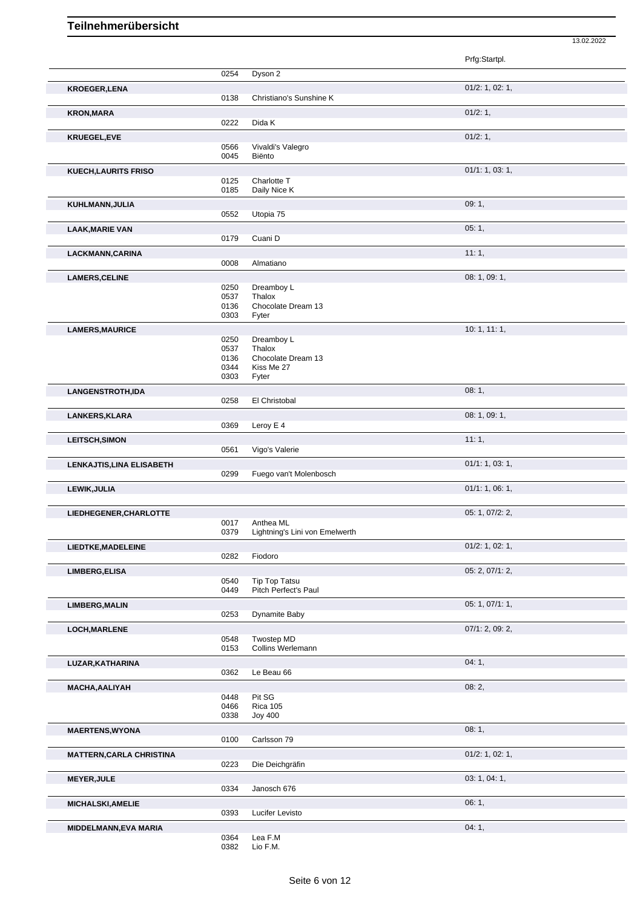# Teilnehmerübersicht

13.02.2022

| Name | Nr. | Pferd | Prfg:Startpl. |
|---|---|---|---|
| | 0254 | Dyson 2 | |
| **KROEGER,LENA** | | | 01/2: 1, 02: 1, |
| | 0138 | Christiano's Sunshine K | |
| **KRON,MARA** | | | 01/2: 1, |
| | 0222 | Dida K | |
| **KRUEGEL,EVE** | | | 01/2: 1, |
| | 0566 | Vivaldi's Valegro | |
| | 0045 | Biënto | |
| **KUECH,LAURITS FRISO** | | | 01/1: 1, 03: 1, |
| | 0125 | Charlotte T | |
| | 0185 | Daily Nice K | |
| **KUHLMANN,JULIA** | | | 09: 1, |
| | 0552 | Utopia 75 | |
| **LAAK,MARIE VAN** | | | 05: 1, |
| | 0179 | Cuani D | |
| **LACKMANN,CARINA** | | | 11: 1, |
| | 0008 | Almatiano | |
| **LAMERS,CELINE** | | | 08: 1, 09: 1, |
| | 0250 | Dreamboy L | |
| | 0537 | Thalox | |
| | 0136 | Chocolate Dream 13 | |
| | 0303 | Fyter | |
| **LAMERS,MAURICE** | | | 10: 1, 11: 1, |
| | 0250 | Dreamboy L | |
| | 0537 | Thalox | |
| | 0136 | Chocolate Dream 13 | |
| | 0344 | Kiss Me 27 | |
| | 0303 | Fyter | |
| **LANGENSTROTH,IDA** | | | 08: 1, |
| | 0258 | El Christobal | |
| **LANKERS,KLARA** | | | 08: 1, 09: 1, |
| | 0369 | Leroy E 4 | |
| **LEITSCH,SIMON** | | | 11: 1, |
| | 0561 | Vigo's Valerie | |
| **LENKAJTIS,LINA ELISABETH** | | | 01/1: 1, 03: 1, |
| | 0299 | Fuego van't Molenbosch | |
| **LEWIK,JULIA** | | | 01/1: 1, 06: 1, |
| **LIEDHEGENER,CHARLOTTE** | | | 05: 1, 07/2: 2, |
| | 0017 | Anthea ML | |
| | 0379 | Lightning's Lini von Emelwerth | |
| **LIEDTKE,MADELEINE** | | | 01/2: 1, 02: 1, |
| | 0282 | Fiodoro | |
| **LIMBERG,ELISA** | | | 05: 2, 07/1: 2, |
| | 0540 | Tip Top Tatsu | |
| | 0449 | Pitch Perfect's Paul | |
| **LIMBERG,MALIN** | | | 05: 1, 07/1: 1, |
| | 0253 | Dynamite Baby | |
| **LOCH,MARLENE** | | | 07/1: 2, 09: 2, |
| | 0548 | Twostep MD | |
| | 0153 | Collins Werlemann | |
| **LUZAR,KATHARINA** | | | 04: 1, |
| | 0362 | Le Beau 66 | |
| **MACHA,AALIYAH** | | | 08: 2, |
| | 0448 | Pit SG | |
| | 0466 | Rica 105 | |
| | 0338 | Joy 400 | |
| **MAERTENS,WYONA** | | | 08: 1, |
| | 0100 | Carlsson 79 | |
| **MATTERN,CARLA CHRISTINA** | | | 01/2: 1, 02: 1, |
| | 0223 | Die Deichgräfin | |
| **MEYER,JULE** | | | 03: 1, 04: 1, |
| | 0334 | Janosch 676 | |
| **MICHALSKI,AMELIE** | | | 06: 1, |
| | 0393 | Lucifer Levisto | |
| **MIDDELMANN,EVA MARIA** | | | 04: 1, |
| | 0364 | Lea F.M | |
| | 0382 | Lio F.M. | |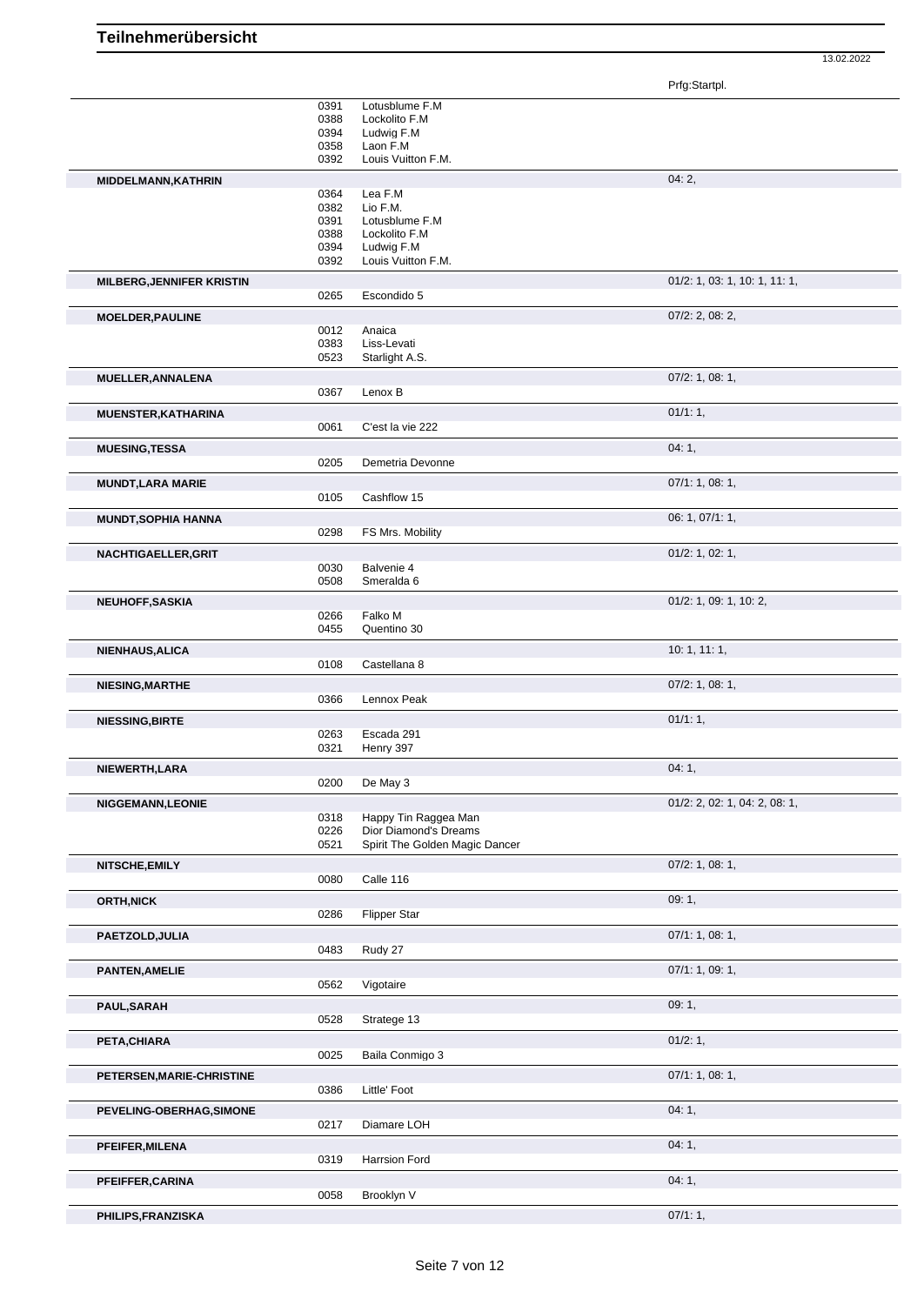Prfg:Startpl.

| Name | Nr. | Pferd | Prfg:Startpl. |
|---|---|---|---|
| | 0391 | Lotusblume F.M | |
| | 0388 | Lockolito F.M | |
| | 0394 | Ludwig F.M | |
| | 0358 | Laon F.M | |
| | 0392 | Louis Vuitton F.M. | |
| **MIDDELMANN,KATHRIN** | | | 04: 2, |
| | 0364 | Lea F.M | |
| | 0382 | Lio F.M. | |
| | 0391 | Lotusblume F.M | |
| | 0388 | Lockolito F.M | |
| | 0394 | Ludwig F.M | |
| | 0392 | Louis Vuitton F.M. | |
| **MILBERG,JENNIFER KRISTIN** | | | 01/2: 1, 03: 1, 10: 1, 11: 1, |
| | 0265 | Escondido 5 | |
| **MOELDER,PAULINE** | | | 07/2: 2, 08: 2, |
| | 0012 | Anaica | |
| | 0383 | Liss-Levati | |
| | 0523 | Starlight A.S. | |
| **MUELLER,ANNALENA** | | | 07/2: 1, 08: 1, |
| | 0367 | Lenox B | |
| **MUENSTER,KATHARINA** | | | 01/1: 1, |
| | 0061 | C'est la vie 222 | |
| **MUESING,TESSA** | | | 04: 1, |
| | 0205 | Demetria Devonne | |
| **MUNDT,LARA MARIE** | | | 07/1: 1, 08: 1, |
| | 0105 | Cashflow 15 | |
| **MUNDT,SOPHIA HANNA** | | | 06: 1, 07/1: 1, |
| | 0298 | FS Mrs. Mobility | |
| **NACHTIGAELLER,GRIT** | | | 01/2: 1, 02: 1, |
| | 0030 | Balvenie 4 | |
| | 0508 | Smeralda 6 | |
| **NEUHOFF,SASKIA** | | | 01/2: 1, 09: 1, 10: 2, |
| | 0266 | Falko M | |
| | 0455 | Quentino 30 | |
| **NIENHAUS,ALICA** | | | 10: 1, 11: 1, |
| | 0108 | Castellana 8 | |
| **NIESING,MARTHE** | | | 07/2: 1, 08: 1, |
| | 0366 | Lennox Peak | |
| **NIESSING,BIRTE** | | | 01/1: 1, |
| | 0263 | Escada 291 | |
| | 0321 | Henry 397 | |
| **NIEWERTH,LARA** | | | 04: 1, |
| | 0200 | De May 3 | |
| **NIGGEMANN,LEONIE** | | | 01/2: 2, 02: 1, 04: 2, 08: 1, |
| | 0318 | Happy Tin Raggea Man | |
| | 0226 | Dior Diamond's Dreams | |
| | 0521 | Spirit The Golden Magic Dancer | |
| **NITSCHE,EMILY** | | | 07/2: 1, 08: 1, |
| | 0080 | Calle 116 | |
| **ORTH,NICK** | | | 09: 1, |
| | 0286 | Flipper Star | |
| **PAETZOLD,JULIA** | | | 07/1: 1, 08: 1, |
| | 0483 | Rudy 27 | |
| **PANTEN,AMELIE** | | | 07/1: 1, 09: 1, |
| | 0562 | Vigotaire | |
| **PAUL,SARAH** | | | 09: 1, |
| | 0528 | Stratege 13 | |
| **PETA,CHIARA** | | | 01/2: 1, |
| | 0025 | Baila Conmigo 3 | |
| **PETERSEN,MARIE-CHRISTINE** | | | 07/1: 1, 08: 1, |
| | 0386 | Little' Foot | |
| **PEVELING-OBERHAG,SIMONE** | | | 04: 1, |
| | 0217 | Diamare LOH | |
| **PFEIFER,MILENA** | | | 04: 1, |
| | 0319 | Harrsion Ford | |
| **PFEIFFER,CARINA** | | | 04: 1, |
| | 0058 | Brooklyn V | |
| **PHILIPS,FRANZISKA** | | | 07/1: 1, |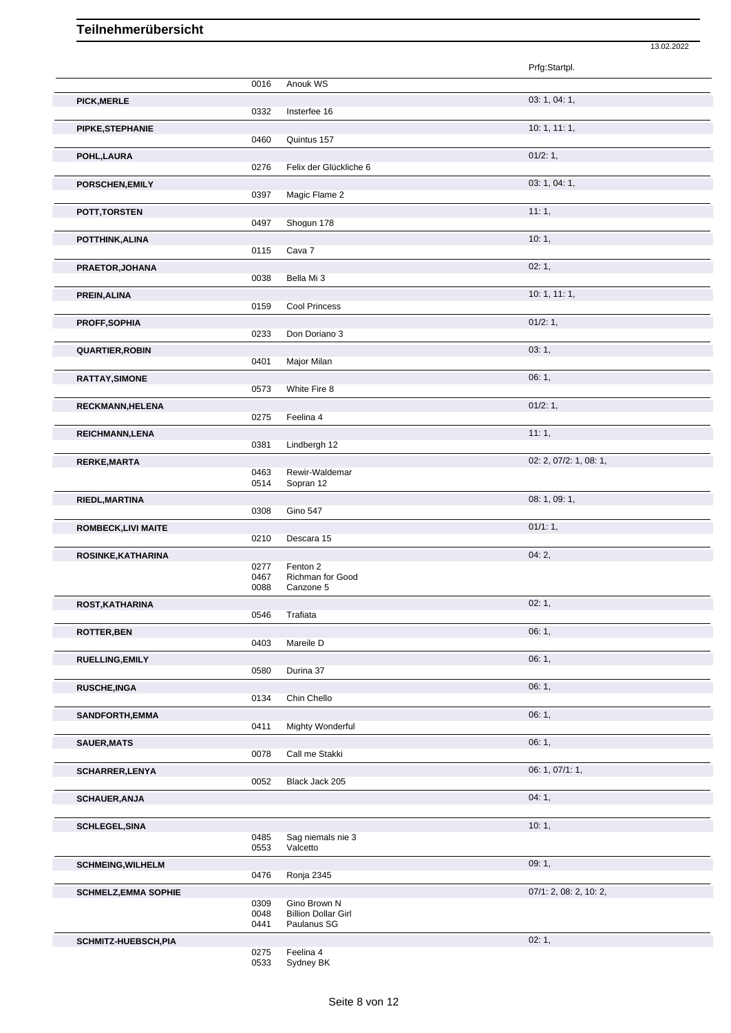# Teilnehmerübersicht

13.02.2022

| Teilnehmer | Nr. | Pferd | Prfg:Startpl. |
|---|---|---|---|
| | 0016 | Anouk WS | |
| PICK,MERLE | | | 03: 1, 04: 1, |
| | 0332 | Insterfee 16 | |
| PIPKE,STEPHANIE | | | 10: 1, 11: 1, |
| | 0460 | Quintus 157 | |
| POHL,LAURA | | | 01/2: 1, |
| | 0276 | Felix der Glückliche 6 | |
| PORSCHEN,EMILY | | | 03: 1, 04: 1, |
| | 0397 | Magic Flame 2 | |
| POTT,TORSTEN | | | 11: 1, |
| | 0497 | Shogun 178 | |
| POTTHINK,ALINA | | | 10: 1, |
| | 0115 | Cava 7 | |
| PRAETOR,JOHANA | | | 02: 1, |
| | 0038 | Bella Mi 3 | |
| PREIN,ALINA | | | 10: 1, 11: 1, |
| | 0159 | Cool Princess | |
| PROFF,SOPHIA | | | 01/2: 1, |
| | 0233 | Don Doriano 3 | |
| QUARTIER,ROBIN | | | 03: 1, |
| | 0401 | Major Milan | |
| RATTAY,SIMONE | | | 06: 1, |
| | 0573 | White Fire 8 | |
| RECKMANN,HELENA | | | 01/2: 1, |
| | 0275 | Feelina 4 | |
| REICHMANN,LENA | | | 11: 1, |
| | 0381 | Lindbergh 12 | |
| RERKE,MARTA | | | 02: 2, 07/2: 1, 08: 1, |
| | 0463 | Rewir-Waldemar | |
| | 0514 | Sopran 12 | |
| RIEDL,MARTINA | | | 08: 1, 09: 1, |
| | 0308 | Gino 547 | |
| ROMBECK,LIVI MAITE | | | 01/1: 1, |
| | 0210 | Descara 15 | |
| ROSINKE,KATHARINA | | | 04: 2, |
| | 0277 | Fenton 2 | |
| | 0467 | Richman for Good | |
| | 0088 | Canzone 5 | |
| ROST,KATHARINA | | | 02: 1, |
| | 0546 | Trafiata | |
| ROTTER,BEN | | | 06: 1, |
| | 0403 | Mareile D | |
| RUELLING,EMILY | | | 06: 1, |
| | 0580 | Durina 37 | |
| RUSCHE,INGA | | | 06: 1, |
| | 0134 | Chin Chello | |
| SANDFORTH,EMMA | | | 06: 1, |
| | 0411 | Mighty Wonderful | |
| SAUER,MATS | | | 06: 1, |
| | 0078 | Call me Stakki | |
| SCHARRER,LENYA | | | 06: 1, 07/1: 1, |
| | 0052 | Black Jack 205 | |
| SCHAUER,ANJA | | | 04: 1, |
| SCHLEGEL,SINA | | | 10: 1, |
| | 0485 | Sag niemals nie 3 | |
| | 0553 | Valcetto | |
| SCHMEING,WILHELM | | | 09: 1, |
| | 0476 | Ronja 2345 | |
| SCHMELZ,EMMA SOPHIE | | | 07/1: 2, 08: 2, 10: 2, |
| | 0309 | Gino Brown N | |
| | 0048 | Billion Dollar Girl | |
| | 0441 | Paulanus SG | |
| SCHMITZ-HUEBSCH,PIA | | | 02: 1, |
| | 0275 | Feelina 4 | |
| | 0533 | Sydney BK | |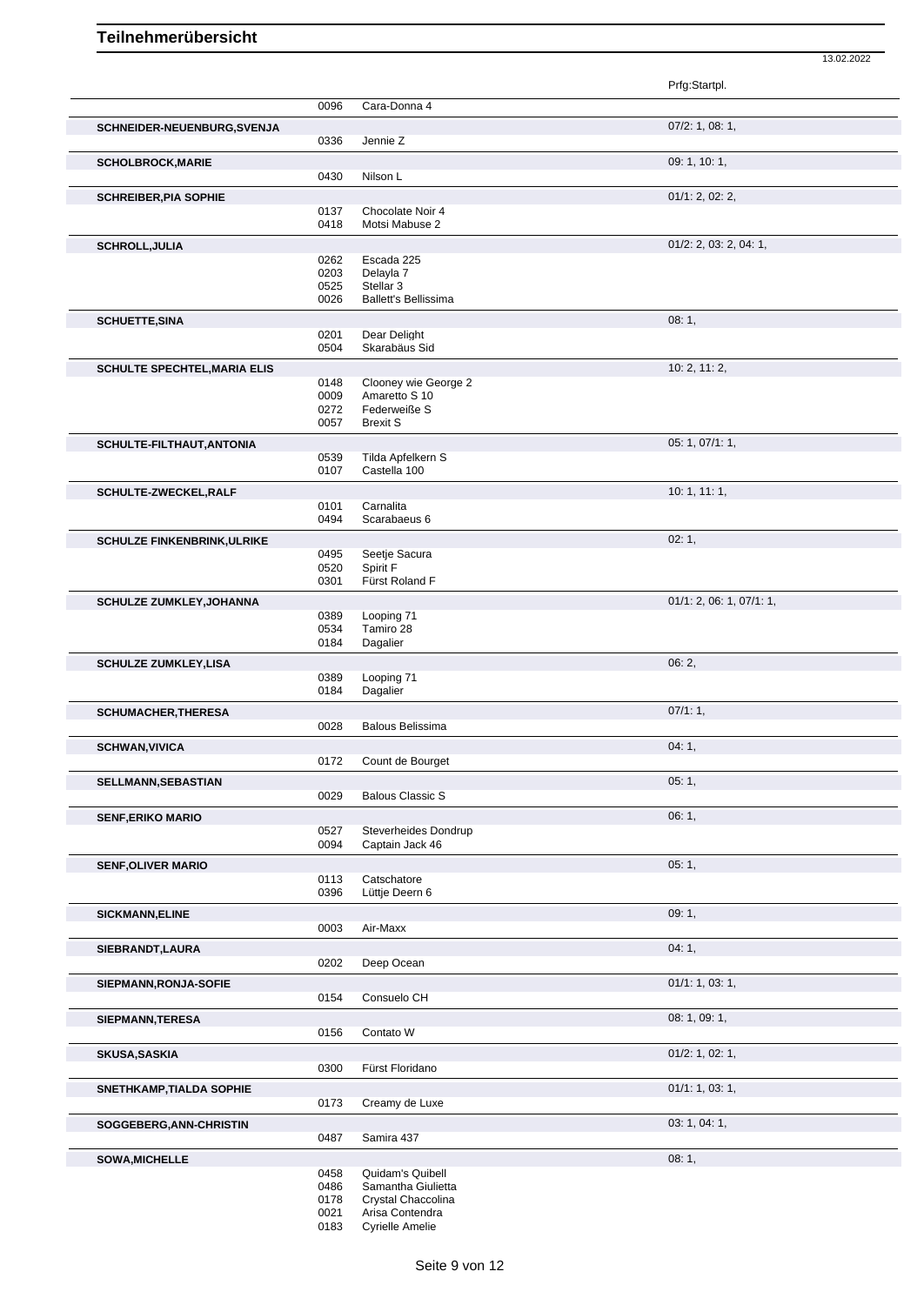# Teilnehmerübersicht

13.02.2022

| Name | Nr. | Pferd | Prfg:Startpl. |
|---|---|---|---|
| | 0096 | Cara-Donna 4 | |
| **SCHNEIDER-NEUENBURG,SVENJA** | | | 07/2: 1, 08: 1, |
| | 0336 | Jennie Z | |
| **SCHOLBROCK,MARIE** | | | 09: 1, 10: 1, |
| | 0430 | Nilson L | |
| **SCHREIBER,PIA SOPHIE** | | | 01/1: 2, 02: 2, |
| | 0137 | Chocolate Noir 4 | |
| | 0418 | Motsi Mabuse 2 | |
| **SCHROLL,JULIA** | | | 01/2: 2, 03: 2, 04: 1, |
| | 0262 | Escada 225 | |
| | 0203 | Delayla 7 | |
| | 0525 | Stellar 3 | |
| | 0026 | Ballett's Bellissima | |
| **SCHUETTE,SINA** | | | 08: 1, |
| | 0201 | Dear Delight | |
| | 0504 | Skarabäus Sid | |
| **SCHULTE SPECHTEL,MARIA ELIS** | | | 10: 2, 11: 2, |
| | 0148 | Clooney wie George 2 | |
| | 0009 | Amaretto S 10 | |
| | 0272 | Federweiße S | |
| | 0057 | Brexit S | |
| **SCHULTE-FILTHAUT,ANTONIA** | | | 05: 1, 07/1: 1, |
| | 0539 | Tilda Apfelkern S | |
| | 0107 | Castella 100 | |
| **SCHULTE-ZWECKEL,RALF** | | | 10: 1, 11: 1, |
| | 0101 | Carnalita | |
| | 0494 | Scarabaeus 6 | |
| **SCHULZE FINKENBRINK,ULRIKE** | | | 02: 1, |
| | 0495 | Seetje Sacura | |
| | 0520 | Spirit F | |
| | 0301 | Fürst Roland F | |
| **SCHULZE ZUMKLEY,JOHANNA** | | | 01/1: 2, 06: 1, 07/1: 1, |
| | 0389 | Looping 71 | |
| | 0534 | Tamiro 28 | |
| | 0184 | Dagalier | |
| **SCHULZE ZUMKLEY,LISA** | | | 06: 2, |
| | 0389 | Looping 71 | |
| | 0184 | Dagalier | |
| **SCHUMACHER,THERESA** | | | 07/1: 1, |
| | 0028 | Balous Belissima | |
| **SCHWAN,VIVICA** | | | 04: 1, |
| | 0172 | Count de Bourget | |
| **SELLMANN,SEBASTIAN** | | | 05: 1, |
| | 0029 | Balous Classic S | |
| **SENF,ERIKO MARIO** | | | 06: 1, |
| | 0527 | Steverheides Dondrup | |
| | 0094 | Captain Jack 46 | |
| **SENF,OLIVER MARIO** | | | 05: 1, |
| | 0113 | Catschatore | |
| | 0396 | Lüttje Deern 6 | |
| **SICKMANN,ELINE** | | | 09: 1, |
| | 0003 | Air-Maxx | |
| **SIEBRANDT,LAURA** | | | 04: 1, |
| | 0202 | Deep Ocean | |
| **SIEPMANN,RONJA-SOFIE** | | | 01/1: 1, 03: 1, |
| | 0154 | Consuelo CH | |
| **SIEPMANN,TERESA** | | | 08: 1, 09: 1, |
| | 0156 | Contato W | |
| **SKUSA,SASKIA** | | | 01/2: 1, 02: 1, |
| | 0300 | Fürst Floridano | |
| **SNETHKAMP,TIALDA SOPHIE** | | | 01/1: 1, 03: 1, |
| | 0173 | Creamy de Luxe | |
| **SOGGEBERG,ANN-CHRISTIN** | | | 03: 1, 04: 1, |
| | 0487 | Samira 437 | |
| **SOWA,MICHELLE** | | | 08: 1, |
| | 0458 | Quidam's Quibell | |
| | 0486 | Samantha Giulietta | |
| | 0178 | Crystal Chaccolina | |
| | 0021 | Arisa Contendra | |
| | 0183 | Cyrielle Amelie | |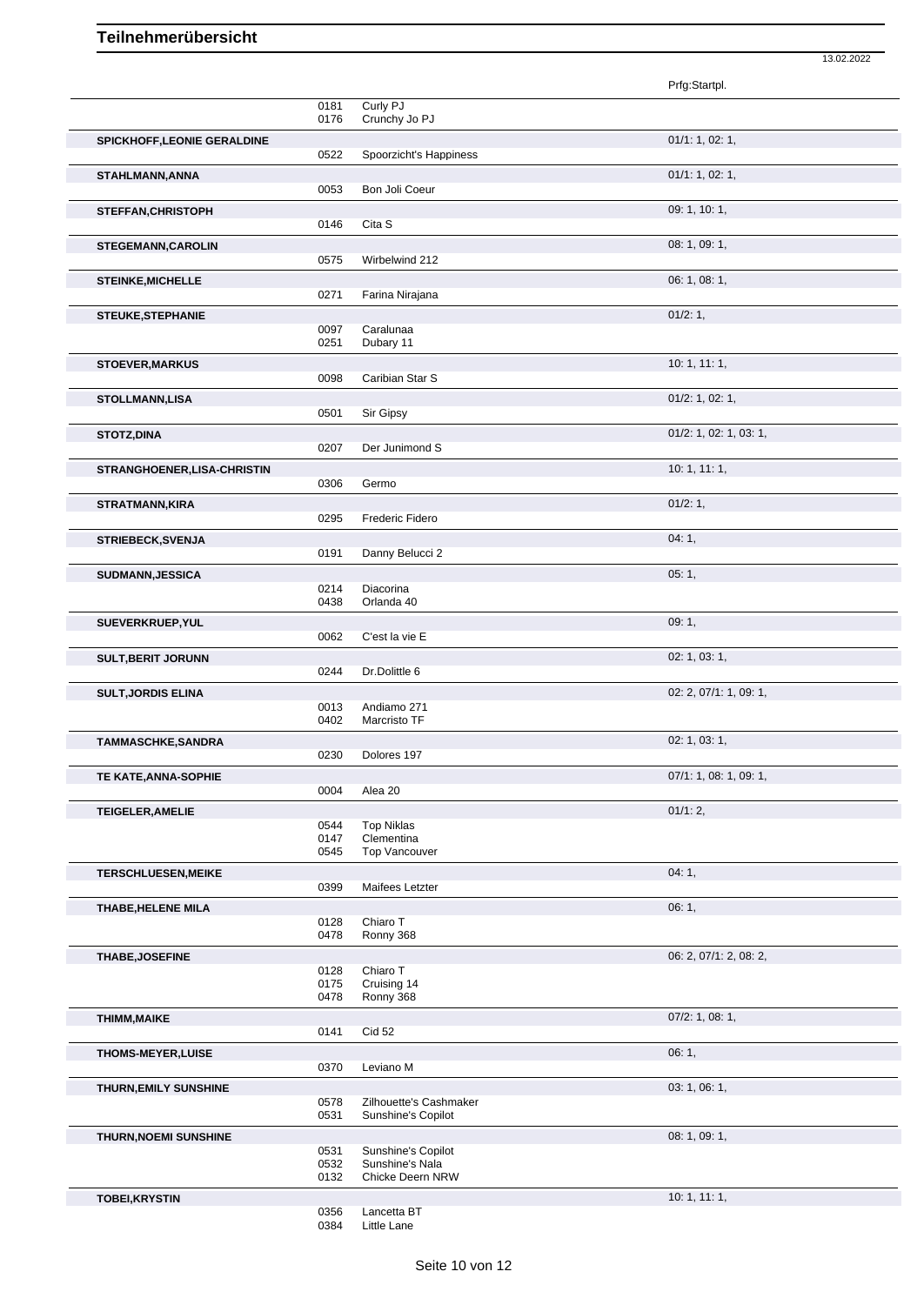# Teilnehmerübersicht

13.02.2022

| Teilnehmer | Nr. | Pferd | Prfg:Startpl. |
|---|---|---|---|
| | 0181 | Curly PJ | |
| | 0176 | Crunchy Jo PJ | |
| **SPICKHOFF,LEONIE GERALDINE** | | | 01/1: 1, 02: 1, |
| | 0522 | Spoorzicht's Happiness | |
| **STAHLMANN,ANNA** | | | 01/1: 1, 02: 1, |
| | 0053 | Bon Joli Coeur | |
| **STEFFAN,CHRISTOPH** | | | 09: 1, 10: 1, |
| | 0146 | Cita S | |
| **STEGEMANN,CAROLIN** | | | 08: 1, 09: 1, |
| | 0575 | Wirbelwind 212 | |
| **STEINKE,MICHELLE** | | | 06: 1, 08: 1, |
| | 0271 | Farina Nirajana | |
| **STEUKE,STEPHANIE** | | | 01/2: 1, |
| | 0097 | Caralunaa | |
| | 0251 | Dubary 11 | |
| **STOEVER,MARKUS** | | | 10: 1, 11: 1, |
| | 0098 | Caribian Star S | |
| **STOLLMANN,LISA** | | | 01/2: 1, 02: 1, |
| | 0501 | Sir Gipsy | |
| **STOTZ,DINA** | | | 01/2: 1, 02: 1, 03: 1, |
| | 0207 | Der Junimond S | |
| **STRANGHOENER,LISA-CHRISTIN** | | | 10: 1, 11: 1, |
| | 0306 | Germo | |
| **STRATMANN,KIRA** | | | 01/2: 1, |
| | 0295 | Frederic Fidero | |
| **STRIEBECK,SVENJA** | | | 04: 1, |
| | 0191 | Danny Belucci 2 | |
| **SUDMANN,JESSICA** | | | 05: 1, |
| | 0214 | Diacorina | |
| | 0438 | Orlanda 40 | |
| **SUEVERKRUEP,YUL** | | | 09: 1, |
| | 0062 | C'est la vie E | |
| **SULT,BERIT JORUNN** | | | 02: 1, 03: 1, |
| | 0244 | Dr.Dolittle 6 | |
| **SULT,JORDIS ELINA** | | | 02: 2, 07/1: 1, 09: 1, |
| | 0013 | Andiamo 271 | |
| | 0402 | Marcristo TF | |
| **TAMMASCHKE,SANDRA** | | | 02: 1, 03: 1, |
| | 0230 | Dolores 197 | |
| **TE KATE,ANNA-SOPHIE** | | | 07/1: 1, 08: 1, 09: 1, |
| | 0004 | Alea 20 | |
| **TEIGELER,AMELIE** | | | 01/1: 2, |
| | 0544 | Top Niklas | |
| | 0147 | Clementina | |
| | 0545 | Top Vancouver | |
| **TERSCHLUESEN,MEIKE** | | | 04: 1, |
| | 0399 | Maifees Letzter | |
| **THABE,HELENE MILA** | | | 06: 1, |
| | 0128 | Chiaro T | |
| | 0478 | Ronny 368 | |
| **THABE,JOSEFINE** | | | 06: 2, 07/1: 2, 08: 2, |
| | 0128 | Chiaro T | |
| | 0175 | Cruising 14 | |
| | 0478 | Ronny 368 | |
| **THIMM,MAIKE** | | | 07/2: 1, 08: 1, |
| | 0141 | Cid 52 | |
| **THOMS-MEYER,LUISE** | | | 06: 1, |
| | 0370 | Leviano M | |
| **THURN,EMILY SUNSHINE** | | | 03: 1, 06: 1, |
| | 0578 | Zilhouette's Cashmaker | |
| | 0531 | Sunshine's Copilot | |
| **THURN,NOEMI SUNSHINE** | | | 08: 1, 09: 1, |
| | 0531 | Sunshine's Copilot | |
| | 0532 | Sunshine's Nala | |
| | 0132 | Chicke Deern NRW | |
| **TOBEI,KRYSTIN** | | | 10: 1, 11: 1, |
| | 0356 | Lancetta BT | |
| | 0384 | Little Lane | |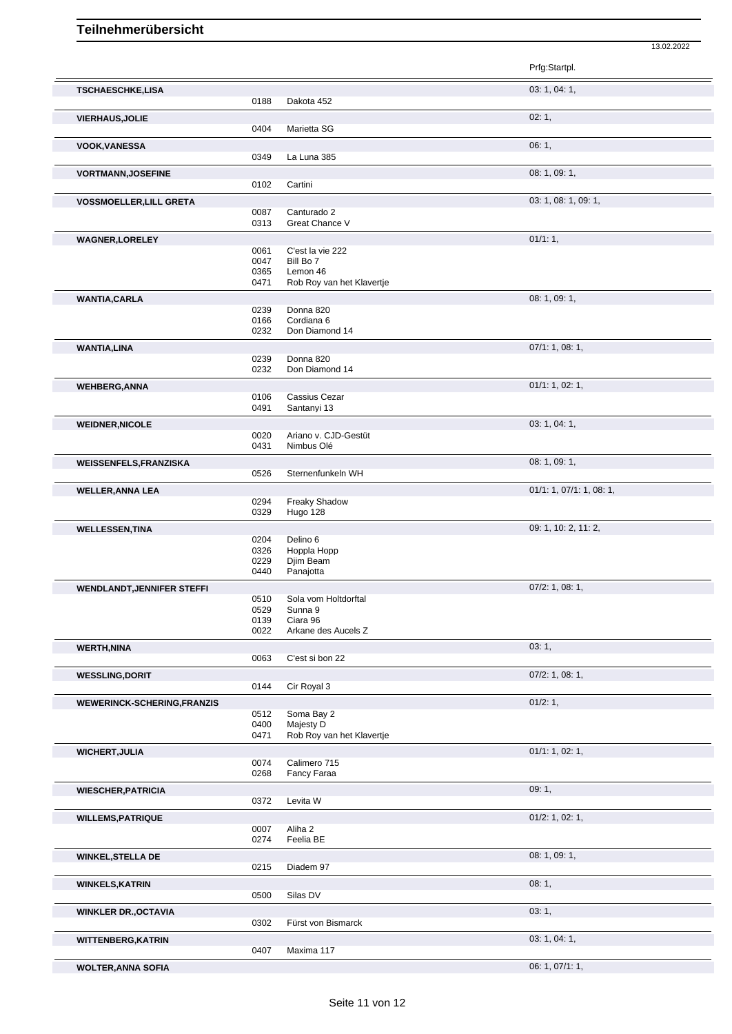# Teilnehmerübersicht

13.02.2022

| Name | Nr. | Pferd | Prfg:Startpl. |
|---|---|---|---|
| **TSCHAESCHKE,LISA** | | | 03: 1, 04: 1, |
| | 0188 | Dakota 452 | |
| **VIERHAUS,JOLIE** | | | 02: 1, |
| | 0404 | Marietta SG | |
| **VOOK,VANESSA** | | | 06: 1, |
| | 0349 | La Luna 385 | |
| **VORTMANN,JOSEFINE** | | | 08: 1, 09: 1, |
| | 0102 | Cartini | |
| **VOSSMOELLER,LILL GRETA** | | | 03: 1, 08: 1, 09: 1, |
| | 0087 | Canturado 2 | |
| | 0313 | Great Chance V | |
| **WAGNER,LORELEY** | | | 01/1: 1, |
| | 0061 | C'est la vie 222 | |
| | 0047 | Bill Bo 7 | |
| | 0365 | Lemon 46 | |
| | 0471 | Rob Roy van het Klavertje | |
| **WANTIA,CARLA** | | | 08: 1, 09: 1, |
| | 0239 | Donna 820 | |
| | 0166 | Cordiana 6 | |
| | 0232 | Don Diamond 14 | |
| **WANTIA,LINA** | | | 07/1: 1, 08: 1, |
| | 0239 | Donna 820 | |
| | 0232 | Don Diamond 14 | |
| **WEHBERG,ANNA** | | | 01/1: 1, 02: 1, |
| | 0106 | Cassius Cezar | |
| | 0491 | Santanyi 13 | |
| **WEIDNER,NICOLE** | | | 03: 1, 04: 1, |
| | 0020 | Ariano v. CJD-Gestüt | |
| | 0431 | Nimbus Olé | |
| **WEISSENFELS,FRANZISKA** | | | 08: 1, 09: 1, |
| | 0526 | Sternenfunkeln WH | |
| **WELLER,ANNA LEA** | | | 01/1: 1, 07/1: 1, 08: 1, |
| | 0294 | Freaky Shadow | |
| | 0329 | Hugo 128 | |
| **WELLESSEN,TINA** | | | 09: 1, 10: 2, 11: 2, |
| | 0204 | Delino 6 | |
| | 0326 | Hoppla Hopp | |
| | 0229 | Djim Beam | |
| | 0440 | Panajotta | |
| **WENDLANDT,JENNIFER STEFFI** | | | 07/2: 1, 08: 1, |
| | 0510 | Sola vom Holtdorftal | |
| | 0529 | Sunna 9 | |
| | 0139 | Ciara 96 | |
| | 0022 | Arkane des Aucels Z | |
| **WERTH,NINA** | | | 03: 1, |
| | 0063 | C'est si bon 22 | |
| **WESSLING,DORIT** | | | 07/2: 1, 08: 1, |
| | 0144 | Cir Royal 3 | |
| **WEWERINCK-SCHERING,FRANZIS** | | | 01/2: 1, |
| | 0512 | Soma Bay 2 | |
| | 0400 | Majesty D | |
| | 0471 | Rob Roy van het Klavertje | |
| **WICHERT,JULIA** | | | 01/1: 1, 02: 1, |
| | 0074 | Calimero 715 | |
| | 0268 | Fancy Faraa | |
| **WIESCHER,PATRICIA** | | | 09: 1, |
| | 0372 | Levita W | |
| **WILLEMS,PATRIQUE** | | | 01/2: 1, 02: 1, |
| | 0007 | Aliha 2 | |
| | 0274 | Feelia BE | |
| **WINKEL,STELLA DE** | | | 08: 1, 09: 1, |
| | 0215 | Diadem 97 | |
| **WINKELS,KATRIN** | | | 08: 1, |
| | 0500 | Silas DV | |
| **WINKLER DR.,OCTAVIA** | | | 03: 1, |
| | 0302 | Fürst von Bismarck | |
| **WITTENBERG,KATRIN** | | | 03: 1, 04: 1, |
| | 0407 | Maxima 117 | |
| **WOLTER,ANNA SOFIA** | | | 06: 1, 07/1: 1, |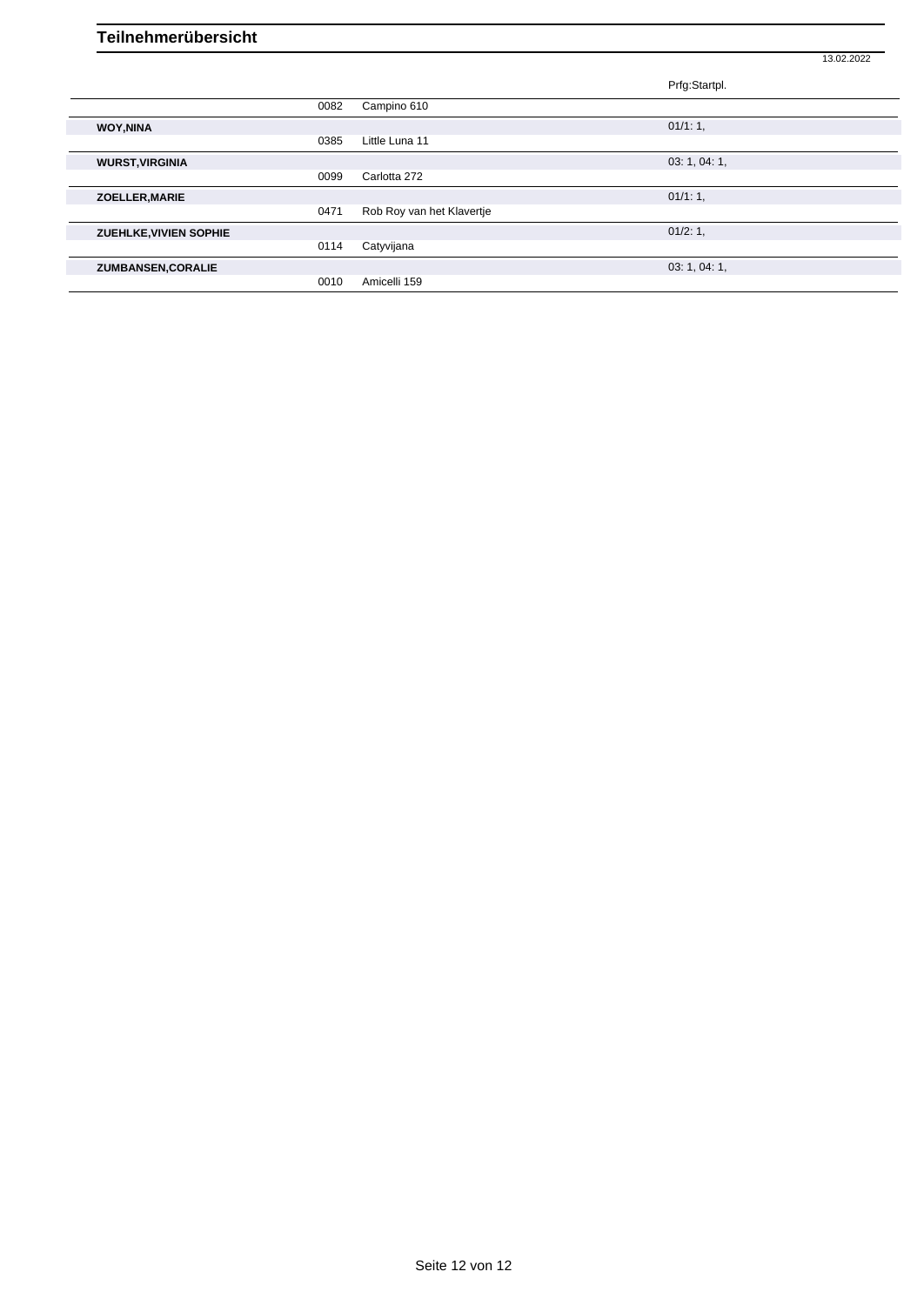# Teilnehmerübersicht

13.02.2022

| | | | Prfg:Startpl. |
|---|---|---|---|
| | 0082 | Campino 610 | |
| **WOY,NINA** | | | 01/1: 1, |
| | 0385 | Little Luna 11 | |
| **WURST,VIRGINIA** | | | 03: 1, 04: 1, |
| | 0099 | Carlotta 272 | |
| **ZOELLER,MARIE** | | | 01/1: 1, |
| | 0471 | Rob Roy van het Klavertje | |
| **ZUEHLKE,VIVIEN SOPHIE** | | | 01/2: 1, |
| | 0114 | Catyvijana | |
| **ZUMBANSEN,CORALIE** | | | 03: 1, 04: 1, |
| | 0010 | Amicelli 159 | |